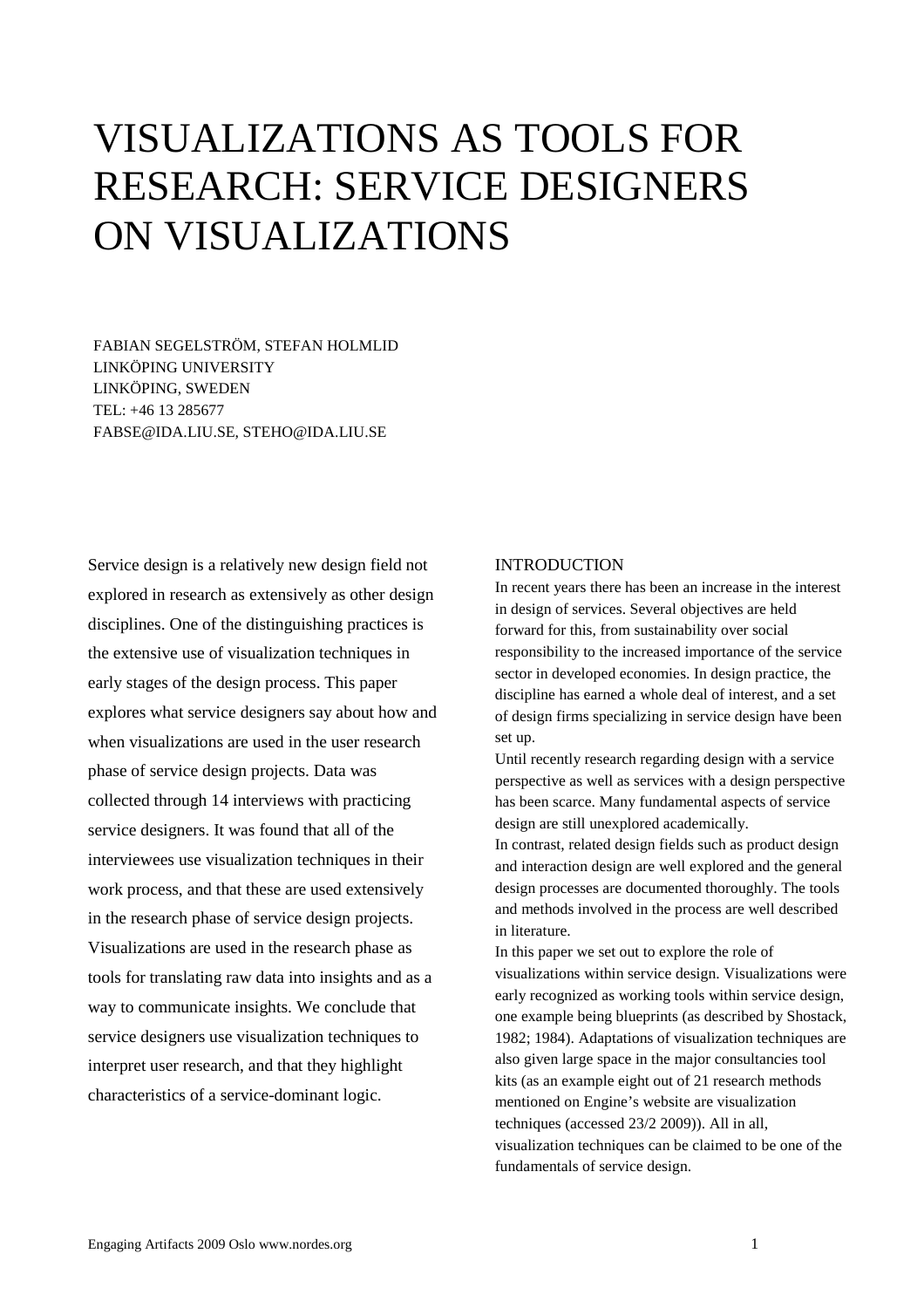# VISUALIZATIONS AS TOOLS FOR RESEARCH: SERVICE DESIGNERS ON VISUALIZATIONS

FABIAN SEGELSTRÖM, STEFAN HOLMLID
LINKÖPING UNIVERSITY
LINKÖPING, SWEDEN
TEL: +46 13 285677
FABSE@IDA.LIU.SE, STEHO@IDA.LIU.SE

Service design is a relatively new design field not explored in research as extensively as other design disciplines. One of the distinguishing practices is the extensive use of visualization techniques in early stages of the design process. This paper explores what service designers say about how and when visualizations are used in the user research phase of service design projects. Data was collected through 14 interviews with practicing service designers. It was found that all of the interviewees use visualization techniques in their work process, and that these are used extensively in the research phase of service design projects. Visualizations are used in the research phase as tools for translating raw data into insights and as a way to communicate insights. We conclude that service designers use visualization techniques to interpret user research, and that they highlight characteristics of a service-dominant logic.

## INTRODUCTION

In recent years there has been an increase in the interest in design of services. Several objectives are held forward for this, from sustainability over social responsibility to the increased importance of the service sector in developed economies. In design practice, the discipline has earned a whole deal of interest, and a set of design firms specializing in service design have been set up.

Until recently research regarding design with a service perspective as well as services with a design perspective has been scarce. Many fundamental aspects of service design are still unexplored academically.

In contrast, related design fields such as product design and interaction design are well explored and the general design processes are documented thoroughly. The tools and methods involved in the process are well described in literature.

In this paper we set out to explore the role of visualizations within service design. Visualizations were early recognized as working tools within service design, one example being blueprints (as described by Shostack, 1982; 1984). Adaptations of visualization techniques are also given large space in the major consultancies tool kits (as an example eight out of 21 research methods mentioned on Engine's website are visualization techniques (accessed 23/2 2009)). All in all, visualization techniques can be claimed to be one of the fundamentals of service design.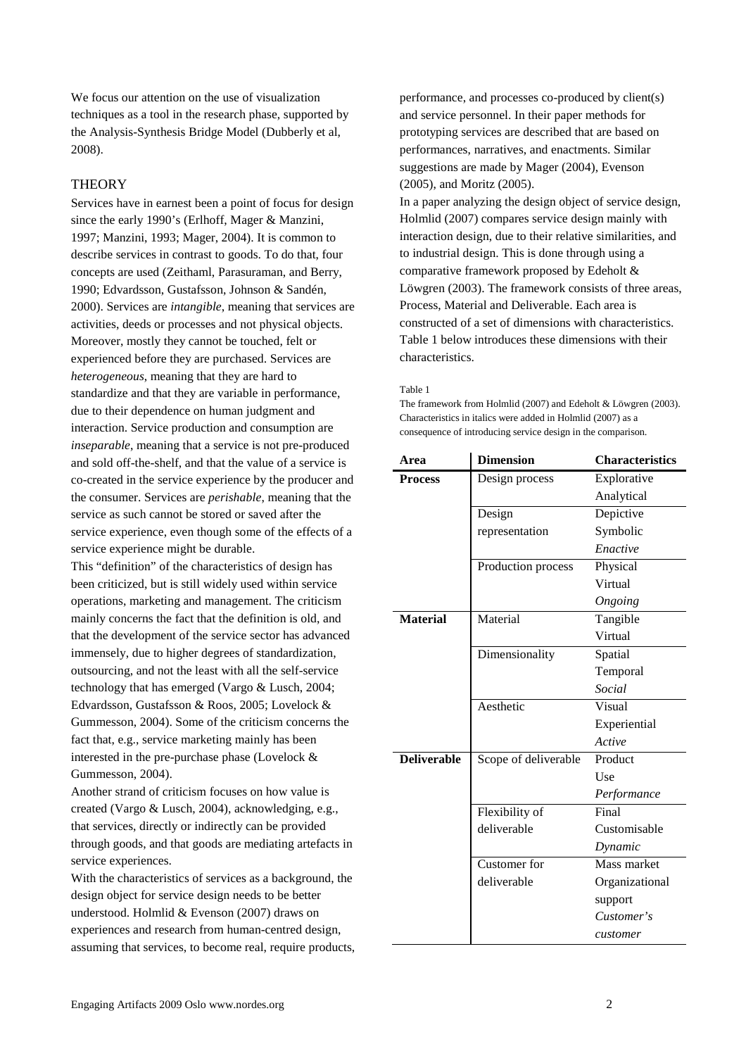We focus our attention on the use of visualization techniques as a tool in the research phase, supported by the Analysis-Synthesis Bridge Model (Dubberly et al, 2008).

## THEORY

Services have in earnest been a point of focus for design since the early 1990's (Erlhoff, Mager & Manzini, 1997; Manzini, 1993; Mager, 2004). It is common to describe services in contrast to goods. To do that, four concepts are used (Zeithaml, Parasuraman, and Berry, 1990; Edvardsson, Gustafsson, Johnson & Sandén, 2000). Services are *intangible*, meaning that services are activities, deeds or processes and not physical objects. Moreover, mostly they cannot be touched, felt or experienced before they are purchased. Services are *heterogeneous*, meaning that they are hard to standardize and that they are variable in performance, due to their dependence on human judgment and interaction. Service production and consumption are *inseparable*, meaning that a service is not pre-produced and sold off-the-shelf, and that the value of a service is co-created in the service experience by the producer and the consumer. Services are *perishable*, meaning that the service as such cannot be stored or saved after the service experience, even though some of the effects of a service experience might be durable.

This "definition" of the characteristics of design has been criticized, but is still widely used within service operations, marketing and management. The criticism mainly concerns the fact that the definition is old, and that the development of the service sector has advanced immensely, due to higher degrees of standardization, outsourcing, and not the least with all the self-service technology that has emerged (Vargo & Lusch, 2004; Edvardsson, Gustafsson & Roos, 2005; Lovelock & Gummesson, 2004). Some of the criticism concerns the fact that, e.g., service marketing mainly has been interested in the pre-purchase phase (Lovelock & Gummesson, 2004).

Another strand of criticism focuses on how value is created (Vargo & Lusch, 2004), acknowledging, e.g., that services, directly or indirectly can be provided through goods, and that goods are mediating artefacts in service experiences.

With the characteristics of services as a background, the design object for service design needs to be better understood. Holmlid & Evenson (2007) draws on experiences and research from human-centred design, assuming that services, to become real, require products, performance, and processes co-produced by client(s) and service personnel. In their paper methods for prototyping services are described that are based on performances, narratives, and enactments. Similar suggestions are made by Mager (2004), Evenson (2005), and Moritz (2005).

In a paper analyzing the design object of service design, Holmlid (2007) compares service design mainly with interaction design, due to their relative similarities, and to industrial design. This is done through using a comparative framework proposed by Edeholt & Löwgren (2003). The framework consists of three areas, Process, Material and Deliverable. Each area is constructed of a set of dimensions with characteristics. Table 1 below introduces these dimensions with their characteristics.

Table 1

The framework from Holmlid (2007) and Edeholt & Löwgren (2003). Characteristics in italics were added in Holmlid (2007) as a consequence of introducing service design in the comparison.

| Area | Dimension | Characteristics |
|---|---|---|
| **Process** | Design process | Explorative<br>Analytical |
| | Design representation | Depictive<br>Symbolic<br>*Enactive* |
| | Production process | Physical<br>Virtual<br>*Ongoing* |
| **Material** | Material | Tangible<br>Virtual |
| | Dimensionality | Spatial<br>Temporal<br>*Social* |
| | Aesthetic | Visual<br>Experiential<br>*Active* |
| **Deliverable** | Scope of deliverable | Product<br>Use<br>*Performance* |
| | Flexibility of deliverable | Final<br>Customisable<br>*Dynamic* |
| | Customer for deliverable | Mass market<br>Organizational support<br>*Customer's customer* |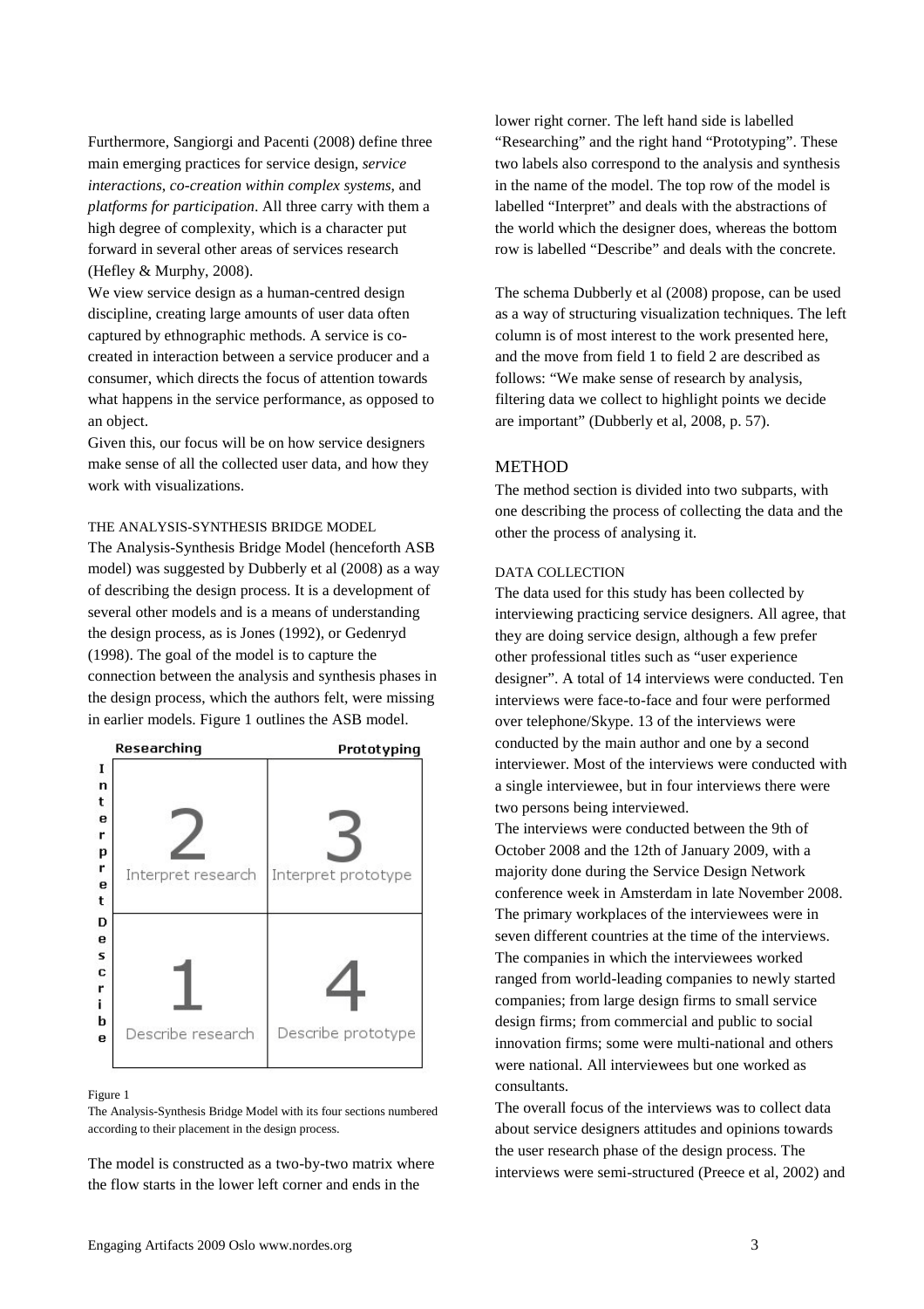Furthermore, Sangiorgi and Pacenti (2008) define three main emerging practices for service design, *service interactions*, *co-creation within complex systems*, and *platforms for participation*. All three carry with them a high degree of complexity, which is a character put forward in several other areas of services research (Hefley & Murphy, 2008).

We view service design as a human-centred design discipline, creating large amounts of user data often captured by ethnographic methods. A service is co-created in interaction between a service producer and a consumer, which directs the focus of attention towards what happens in the service performance, as opposed to an object.

Given this, our focus will be on how service designers make sense of all the collected user data, and how they work with visualizations.

### THE ANALYSIS-SYNTHESIS BRIDGE MODEL

The Analysis-Synthesis Bridge Model (henceforth ASB model) was suggested by Dubberly et al (2008) as a way of describing the design process. It is a development of several other models and is a means of understanding the design process, as is Jones (1992), or Gedenryd (1998). The goal of the model is to capture the connection between the analysis and synthesis phases in the design process, which the authors felt, were missing in earlier models. Figure 1 outlines the ASB model.

| | Researching | Prototyping |
|---|---|---|
| Interpret | 2 Interpret research | 3 Interpret prototype |
| Describe | 1 Describe research | 4 Describe prototype |

Figure 1

The Analysis-Synthesis Bridge Model with its four sections numbered according to their placement in the design process.

The model is constructed as a two-by-two matrix where the flow starts in the lower left corner and ends in the lower right corner. The left hand side is labelled "Researching" and the right hand "Prototyping". These two labels also correspond to the analysis and synthesis in the name of the model. The top row of the model is labelled "Interpret" and deals with the abstractions of the world which the designer does, whereas the bottom row is labelled "Describe" and deals with the concrete.

The schema Dubberly et al (2008) propose, can be used as a way of structuring visualization techniques. The left column is of most interest to the work presented here, and the move from field 1 to field 2 are described as follows: "We make sense of research by analysis, filtering data we collect to highlight points we decide are important" (Dubberly et al, 2008, p. 57).

## METHOD

The method section is divided into two subparts, with one describing the process of collecting the data and the other the process of analysing it.

### DATA COLLECTION

The data used for this study has been collected by interviewing practicing service designers. All agree, that they are doing service design, although a few prefer other professional titles such as "user experience designer". A total of 14 interviews were conducted. Ten interviews were face-to-face and four were performed over telephone/Skype. 13 of the interviews were conducted by the main author and one by a second interviewer. Most of the interviews were conducted with a single interviewee, but in four interviews there were two persons being interviewed.

The interviews were conducted between the 9th of October 2008 and the 12th of January 2009, with a majority done during the Service Design Network conference week in Amsterdam in late November 2008. The primary workplaces of the interviewees were in seven different countries at the time of the interviews. The companies in which the interviewees worked ranged from world-leading companies to newly started companies; from large design firms to small service design firms; from commercial and public to social innovation firms; some were multi-national and others were national. All interviewees but one worked as consultants.

The overall focus of the interviews was to collect data about service designers attitudes and opinions towards the user research phase of the design process. The interviews were semi-structured (Preece et al, 2002) and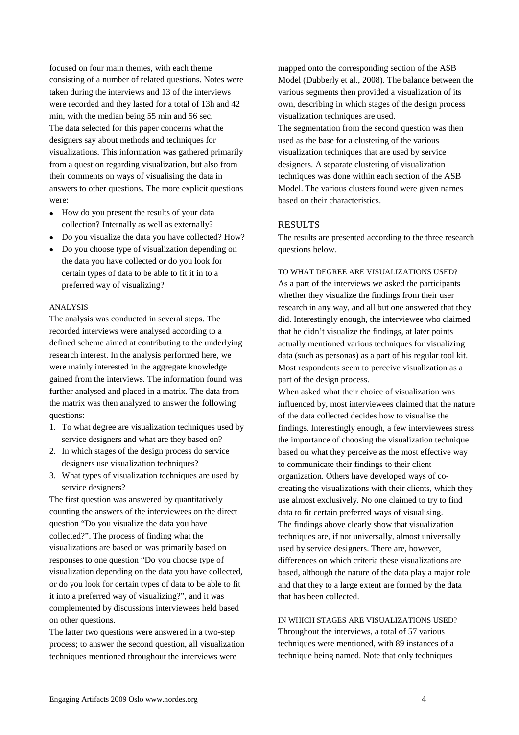focused on four main themes, with each theme consisting of a number of related questions. Notes were taken during the interviews and 13 of the interviews were recorded and they lasted for a total of 13h and 42 min, with the median being 55 min and 56 sec.

The data selected for this paper concerns what the designers say about methods and techniques for visualizations. This information was gathered primarily from a question regarding visualization, but also from their comments on ways of visualising the data in answers to other questions. The more explicit questions were:

- How do you present the results of your data collection? Internally as well as externally?
- Do you visualize the data you have collected? How?
- Do you choose type of visualization depending on the data you have collected or do you look for certain types of data to be able to fit it in to a preferred way of visualizing?

### ANALYSIS

The analysis was conducted in several steps. The recorded interviews were analysed according to a defined scheme aimed at contributing to the underlying research interest. In the analysis performed here, we were mainly interested in the aggregate knowledge gained from the interviews. The information found was further analysed and placed in a matrix. The data from the matrix was then analyzed to answer the following questions:

1. To what degree are visualization techniques used by service designers and what are they based on?
2. In which stages of the design process do service designers use visualization techniques?
3. What types of visualization techniques are used by service designers?

The first question was answered by quantitatively counting the answers of the interviewees on the direct question "Do you visualize the data you have collected?". The process of finding what the visualizations are based on was primarily based on responses to one question "Do you choose type of visualization depending on the data you have collected, or do you look for certain types of data to be able to fit it into a preferred way of visualizing?", and it was complemented by discussions interviewees held based on other questions.

The latter two questions were answered in a two-step process; to answer the second question, all visualization techniques mentioned throughout the interviews were mapped onto the corresponding section of the ASB Model (Dubberly et al., 2008). The balance between the various segments then provided a visualization of its own, describing in which stages of the design process visualization techniques are used.

The segmentation from the second question was then used as the base for a clustering of the various visualization techniques that are used by service designers. A separate clustering of visualization techniques was done within each section of the ASB Model. The various clusters found were given names based on their characteristics.

## RESULTS

The results are presented according to the three research questions below.

### TO WHAT DEGREE ARE VISUALIZATIONS USED?

As a part of the interviews we asked the participants whether they visualize the findings from their user research in any way, and all but one answered that they did. Interestingly enough, the interviewee who claimed that he didn't visualize the findings, at later points actually mentioned various techniques for visualizing data (such as personas) as a part of his regular tool kit. Most respondents seem to perceive visualization as a part of the design process.

When asked what their choice of visualization was influenced by, most interviewees claimed that the nature of the data collected decides how to visualise the findings. Interestingly enough, a few interviewees stress the importance of choosing the visualization technique based on what they perceive as the most effective way to communicate their findings to their client organization. Others have developed ways of co-creating the visualizations with their clients, which they use almost exclusively. No one claimed to try to find data to fit certain preferred ways of visualising.

The findings above clearly show that visualization techniques are, if not universally, almost universally used by service designers. There are, however, differences on which criteria these visualizations are based, although the nature of the data play a major role and that they to a large extent are formed by the data that has been collected.

### IN WHICH STAGES ARE VISUALIZATIONS USED?

Throughout the interviews, a total of 57 various techniques were mentioned, with 89 instances of a technique being named. Note that only techniques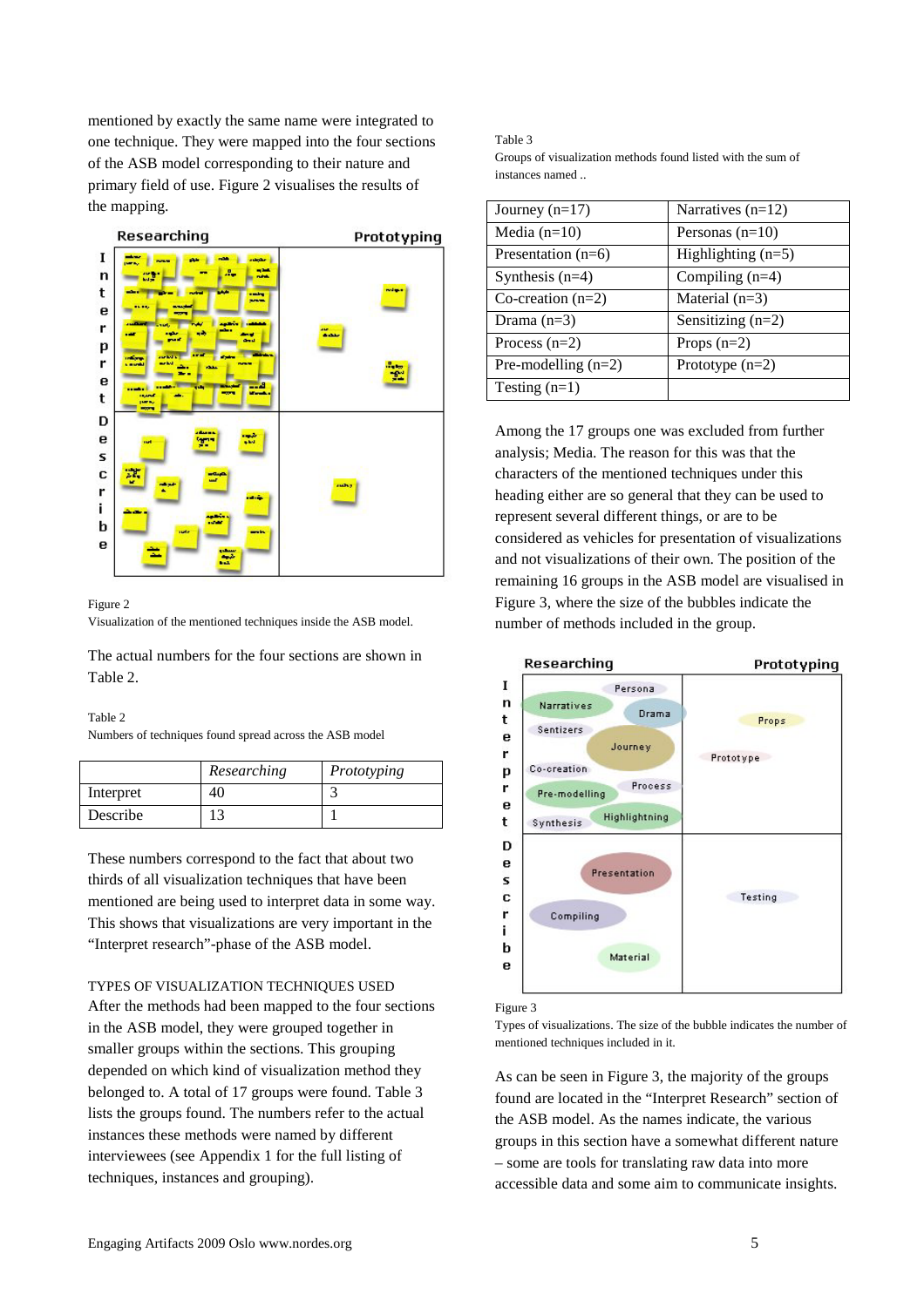mentioned by exactly the same name were integrated to one technique. They were mapped into the four sections of the ASB model corresponding to their nature and primary field of use. Figure 2 visualises the results of the mapping.

Figure 2
Visualization of the mentioned techniques inside the ASB model.

The actual numbers for the four sections are shown in Table 2.

Table 2
Numbers of techniques found spread across the ASB model

| | *Researching* | *Prototyping* |
|---|---|---|
| Interpret | 40 | 3 |
| Describe | 13 | 1 |

These numbers correspond to the fact that about two thirds of all visualization techniques that have been mentioned are being used to interpret data in some way. This shows that visualizations are very important in the "Interpret research"-phase of the ASB model.

TYPES OF VISUALIZATION TECHNIQUES USED

After the methods had been mapped to the four sections in the ASB model, they were grouped together in smaller groups within the sections. This grouping depended on which kind of visualization method they belonged to. A total of 17 groups were found. Table 3 lists the groups found. The numbers refer to the actual instances these methods were named by different interviewees (see Appendix 1 for the full listing of techniques, instances and grouping).

Table 3
Groups of visualization methods found listed with the sum of instances named ..

| | |
|---|---|
| Journey (n=17) | Narratives (n=12) |
| Media (n=10) | Personas (n=10) |
| Presentation (n=6) | Highlighting (n=5) |
| Synthesis (n=4) | Compiling (n=4) |
| Co-creation (n=2) | Material (n=3) |
| Drama (n=3) | Sensitizing (n=2) |
| Process (n=2) | Props (n=2) |
| Pre-modelling (n=2) | Prototype (n=2) |
| Testing (n=1) | |

Among the 17 groups one was excluded from further analysis; Media. The reason for this was that the characters of the mentioned techniques under this heading either are so general that they can be used to represent several different things, or are to be considered as vehicles for presentation of visualizations and not visualizations of their own. The position of the remaining 16 groups in the ASB model are visualised in Figure 3, where the size of the bubbles indicate the number of methods included in the group.

Figure 3
Types of visualizations. The size of the bubble indicates the number of mentioned techniques included in it.

As can be seen in Figure 3, the majority of the groups found are located in the "Interpret Research" section of the ASB model. As the names indicate, the various groups in this section have a somewhat different nature – some are tools for translating raw data into more accessible data and some aim to communicate insights.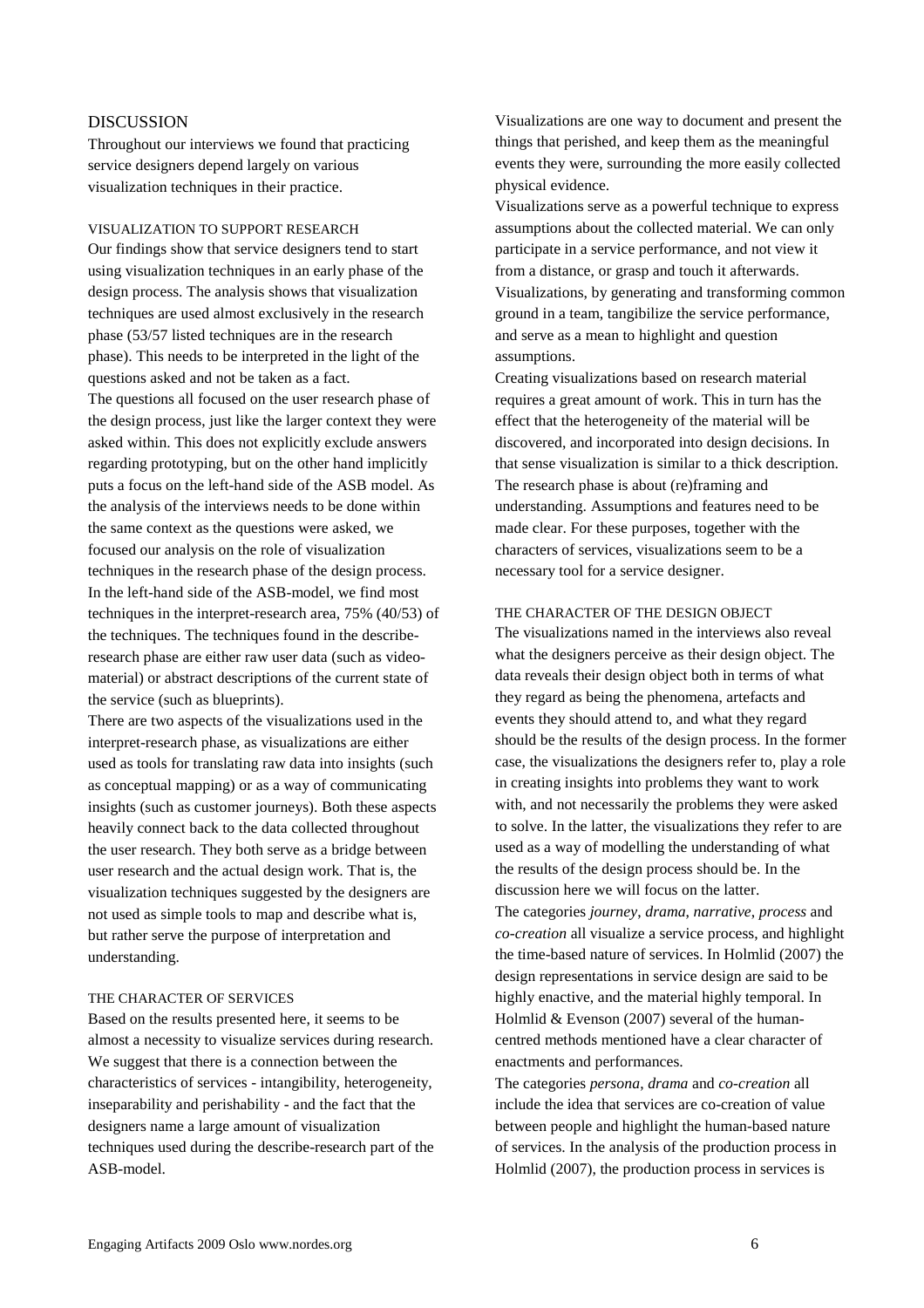## DISCUSSION

Throughout our interviews we found that practicing service designers depend largely on various visualization techniques in their practice.

### VISUALIZATION TO SUPPORT RESEARCH

Our findings show that service designers tend to start using visualization techniques in an early phase of the design process. The analysis shows that visualization techniques are used almost exclusively in the research phase (53/57 listed techniques are in the research phase). This needs to be interpreted in the light of the questions asked and not be taken as a fact.

The questions all focused on the user research phase of the design process, just like the larger context they were asked within. This does not explicitly exclude answers regarding prototyping, but on the other hand implicitly puts a focus on the left-hand side of the ASB model. As the analysis of the interviews needs to be done within the same context as the questions were asked, we focused our analysis on the role of visualization techniques in the research phase of the design process. In the left-hand side of the ASB-model, we find most techniques in the interpret-research area, 75% (40/53) of the techniques. The techniques found in the describe-research phase are either raw user data (such as video-material) or abstract descriptions of the current state of the service (such as blueprints).

There are two aspects of the visualizations used in the interpret-research phase, as visualizations are either used as tools for translating raw data into insights (such as conceptual mapping) or as a way of communicating insights (such as customer journeys). Both these aspects heavily connect back to the data collected throughout the user research. They both serve as a bridge between user research and the actual design work. That is, the visualization techniques suggested by the designers are not used as simple tools to map and describe what is, but rather serve the purpose of interpretation and understanding.

### THE CHARACTER OF SERVICES

Based on the results presented here, it seems to be almost a necessity to visualize services during research. We suggest that there is a connection between the characteristics of services - intangibility, heterogeneity, inseparability and perishability - and the fact that the designers name a large amount of visualization techniques used during the describe-research part of the ASB-model.

Visualizations are one way to document and present the things that perished, and keep them as the meaningful events they were, surrounding the more easily collected physical evidence.

Visualizations serve as a powerful technique to express assumptions about the collected material. We can only participate in a service performance, and not view it from a distance, or grasp and touch it afterwards. Visualizations, by generating and transforming common ground in a team, tangibilize the service performance, and serve as a mean to highlight and question assumptions.

Creating visualizations based on research material requires a great amount of work. This in turn has the effect that the heterogeneity of the material will be discovered, and incorporated into design decisions. In that sense visualization is similar to a thick description.

The research phase is about (re)framing and understanding. Assumptions and features need to be made clear. For these purposes, together with the characters of services, visualizations seem to be a necessary tool for a service designer.

### THE CHARACTER OF THE DESIGN OBJECT

The visualizations named in the interviews also reveal what the designers perceive as their design object. The data reveals their design object both in terms of what they regard as being the phenomena, artefacts and events they should attend to, and what they regard should be the results of the design process. In the former case, the visualizations the designers refer to, play a role in creating insights into problems they want to work with, and not necessarily the problems they were asked to solve. In the latter, the visualizations they refer to are used as a way of modelling the understanding of what the results of the design process should be. In the discussion here we will focus on the latter.

The categories *journey*, *drama*, *narrative*, *process* and *co-creation* all visualize a service process, and highlight the time-based nature of services. In Holmlid (2007) the design representations in service design are said to be highly enactive, and the material highly temporal. In Holmlid & Evenson (2007) several of the human-centred methods mentioned have a clear character of enactments and performances.

The categories *persona*, *drama* and *co-creation* all include the idea that services are co-creation of value between people and highlight the human-based nature of services. In the analysis of the production process in Holmlid (2007), the production process in services is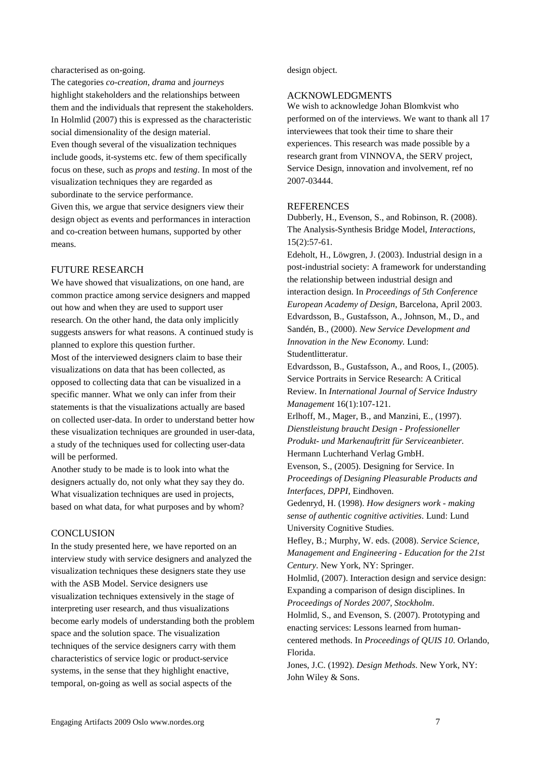characterised as on-going.

The categories *co-creation*, *drama* and *journeys* highlight stakeholders and the relationships between them and the individuals that represent the stakeholders. In Holmlid (2007) this is expressed as the characteristic social dimensionality of the design material.

Even though several of the visualization techniques include goods, it-systems etc. few of them specifically focus on these, such as *props* and *testing*. In most of the visualization techniques they are regarded as subordinate to the service performance.

Given this, we argue that service designers view their design object as events and performances in interaction and co-creation between humans, supported by other means.

## FUTURE RESEARCH

We have showed that visualizations, on one hand, are common practice among service designers and mapped out how and when they are used to support user research. On the other hand, the data only implicitly suggests answers for what reasons. A continued study is planned to explore this question further.

Most of the interviewed designers claim to base their visualizations on data that has been collected, as opposed to collecting data that can be visualized in a specific manner. What we only can infer from their statements is that the visualizations actually are based on collected user-data. In order to understand better how these visualization techniques are grounded in user-data, a study of the techniques used for collecting user-data will be performed.

Another study to be made is to look into what the designers actually do, not only what they say they do. What visualization techniques are used in projects, based on what data, for what purposes and by whom?

## CONCLUSION

In the study presented here, we have reported on an interview study with service designers and analyzed the visualization techniques these designers state they use with the ASB Model. Service designers use visualization techniques extensively in the stage of interpreting user research, and thus visualizations become early models of understanding both the problem space and the solution space. The visualization techniques of the service designers carry with them characteristics of service logic or product-service systems, in the sense that they highlight enactive, temporal, on-going as well as social aspects of the design object.

## ACKNOWLEDGMENTS

We wish to acknowledge Johan Blomkvist who performed on of the interviews. We want to thank all 17 interviewees that took their time to share their experiences. This research was made possible by a research grant from VINNOVA, the SERV project, Service Design, innovation and involvement, ref no 2007-03444.

## REFERENCES

Dubberly, H., Evenson, S., and Robinson, R. (2008). The Analysis-Synthesis Bridge Model, *Interactions*, 15(2):57-61.

Edeholt, H., Löwgren, J. (2003). Industrial design in a post-industrial society: A framework for understanding the relationship between industrial design and interaction design. In *Proceedings of 5th Conference European Academy of Design*, Barcelona, April 2003.

Edvardsson, B., Gustafsson, A., Johnson, M., D., and Sandén, B., (2000). *New Service Development and Innovation in the New Economy.* Lund: Studentlitteratur.

Edvardsson, B., Gustafsson, A., and Roos, I., (2005). Service Portraits in Service Research: A Critical Review. In *International Journal of Service Industry Management* 16(1):107-121.

Erlhoff, M., Mager, B., and Manzini, E., (1997). *Dienstleistung braucht Design - Professioneller Produkt- und Markenauftritt für Serviceanbieter.* Hermann Luchterhand Verlag GmbH.

Evenson, S., (2005). Designing for Service. In *Proceedings of Designing Pleasurable Products and Interfaces, DPPI*, Eindhoven.

Gedenryd, H. (1998). *How designers work - making sense of authentic cognitive activities*. Lund: Lund University Cognitive Studies.

Hefley, B.; Murphy, W. eds. (2008). *Service Science, Management and Engineering - Education for the 21st Century*. New York, NY: Springer.

Holmlid, (2007). Interaction design and service design: Expanding a comparison of design disciplines. In *Proceedings of Nordes 2007, Stockholm*.

Holmlid, S., and Evenson, S. (2007). Prototyping and enacting services: Lessons learned from human-centered methods. In *Proceedings of QUIS 10*. Orlando, Florida.

Jones, J.C. (1992). *Design Methods*. New York, NY: John Wiley & Sons.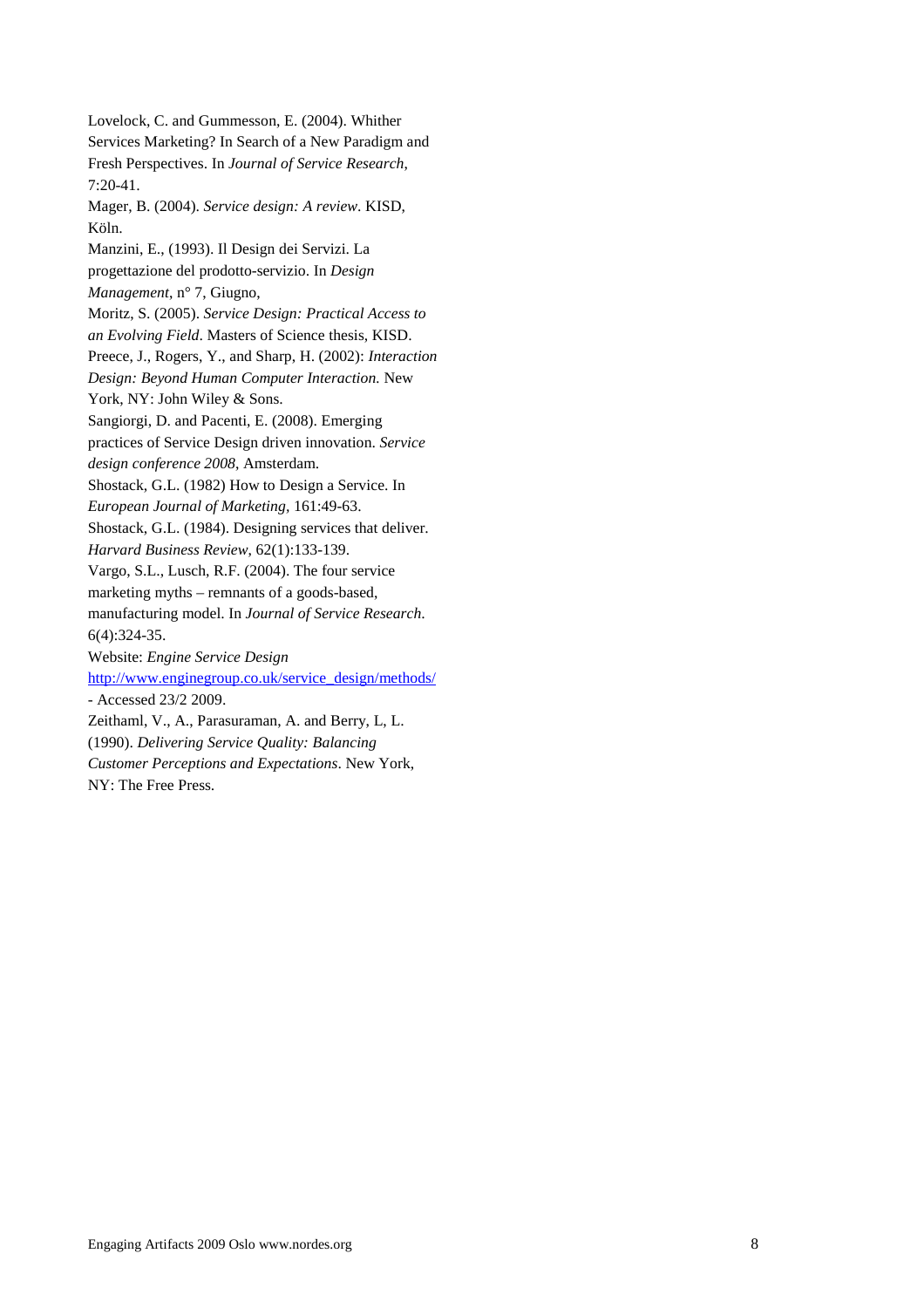Lovelock, C. and Gummesson, E. (2004). Whither Services Marketing? In Search of a New Paradigm and Fresh Perspectives. In *Journal of Service Research*, 7:20-41.

Mager, B. (2004). *Service design: A review*. KISD, Köln.

Manzini, E., (1993). Il Design dei Servizi. La progettazione del prodotto-servizio. In *Design Management*, n° 7, Giugno,

Moritz, S. (2005). *Service Design: Practical Access to an Evolving Field*. Masters of Science thesis, KISD.

Preece, J., Rogers, Y., and Sharp, H. (2002): *Interaction Design: Beyond Human Computer Interaction.* New York, NY: John Wiley & Sons.

Sangiorgi, D. and Pacenti, E. (2008). Emerging practices of Service Design driven innovation. *Service design conference 2008*, Amsterdam.

Shostack, G.L. (1982) How to Design a Service. In *European Journal of Marketing*, 161:49-63.

Shostack, G.L. (1984). Designing services that deliver. *Harvard Business Review*, 62(1):133-139.

Vargo, S.L., Lusch, R.F. (2004). The four service marketing myths – remnants of a goods-based, manufacturing model. In *Journal of Service Research*. 6(4):324-35.

Website: *Engine Service Design* http://www.enginegroup.co.uk/service_design/methods/ - Accessed 23/2 2009.

Zeithaml, V., A., Parasuraman, A. and Berry, L, L. (1990). *Delivering Service Quality: Balancing Customer Perceptions and Expectations*. New York, NY: The Free Press.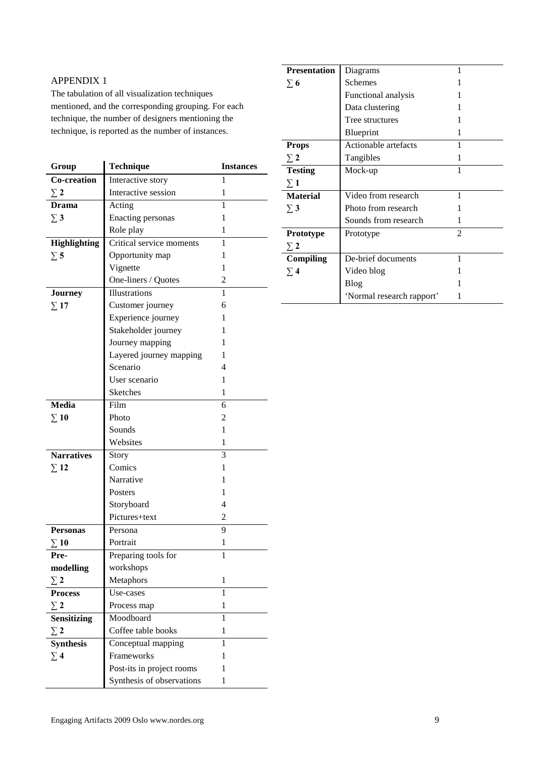APPENDIX 1

The tabulation of all visualization techniques mentioned, and the corresponding grouping. For each technique, the number of designers mentioning the technique, is reported as the number of instances.

| Group | Technique | Instances |
|---|---|---|
| **Co-creation** | Interactive story | 1 |
| **∑ 2** | Interactive session | 1 |
| **Drama** | Acting | 1 |
| **∑ 3** | Enacting personas | 1 |
| | Role play | 1 |
| **Highlighting** | Critical service moments | 1 |
| **∑ 5** | Opportunity map | 1 |
| | Vignette | 1 |
| | One-liners / Quotes | 2 |
| **Journey** | Illustrations | 1 |
| **∑ 17** | Customer journey | 6 |
| | Experience journey | 1 |
| | Stakeholder journey | 1 |
| | Journey mapping | 1 |
| | Layered journey mapping | 1 |
| | Scenario | 4 |
| | User scenario | 1 |
| | Sketches | 1 |
| **Media** | Film | 6 |
| **∑ 10** | Photo | 2 |
| | Sounds | 1 |
| | Websites | 1 |
| **Narratives** | Story | 3 |
| **∑ 12** | Comics | 1 |
| | Narrative | 1 |
| | Posters | 1 |
| | Storyboard | 4 |
| | Pictures+text | 2 |
| **Personas** | Persona | 9 |
| **∑ 10** | Portrait | 1 |
| **Pre-modelling** | Preparing tools for workshops | 1 |
| **∑ 2** | Metaphors | 1 |
| **Process** | Use-cases | 1 |
| **∑ 2** | Process map | 1 |
| **Sensitizing** | Moodboard | 1 |
| **∑ 2** | Coffee table books | 1 |
| **Synthesis** | Conceptual mapping | 1 |
| **∑ 4** | Frameworks | 1 |
| | Post-its in project rooms | 1 |
| | Synthesis of observations | 1 |
| **Presentation** | Diagrams | 1 |
| **∑ 6** | Schemes | 1 |
| | Functional analysis | 1 |
| | Data clustering | 1 |
| | Tree structures | 1 |
| | Blueprint | 1 |
| **Props** | Actionable artefacts | 1 |
| **∑ 2** | Tangibles | 1 |
| **Testing** | Mock-up | 1 |
| **∑ 1** | | |
| **Material** | Video from research | 1 |
| **∑ 3** | Photo from research | 1 |
| | Sounds from research | 1 |
| **Prototype** | Prototype | 2 |
| **∑ 2** | | |
| **Compiling** | De-brief documents | 1 |
| **∑ 4** | Video blog | 1 |
| | Blog | 1 |
| | 'Normal research rapport' | 1 |